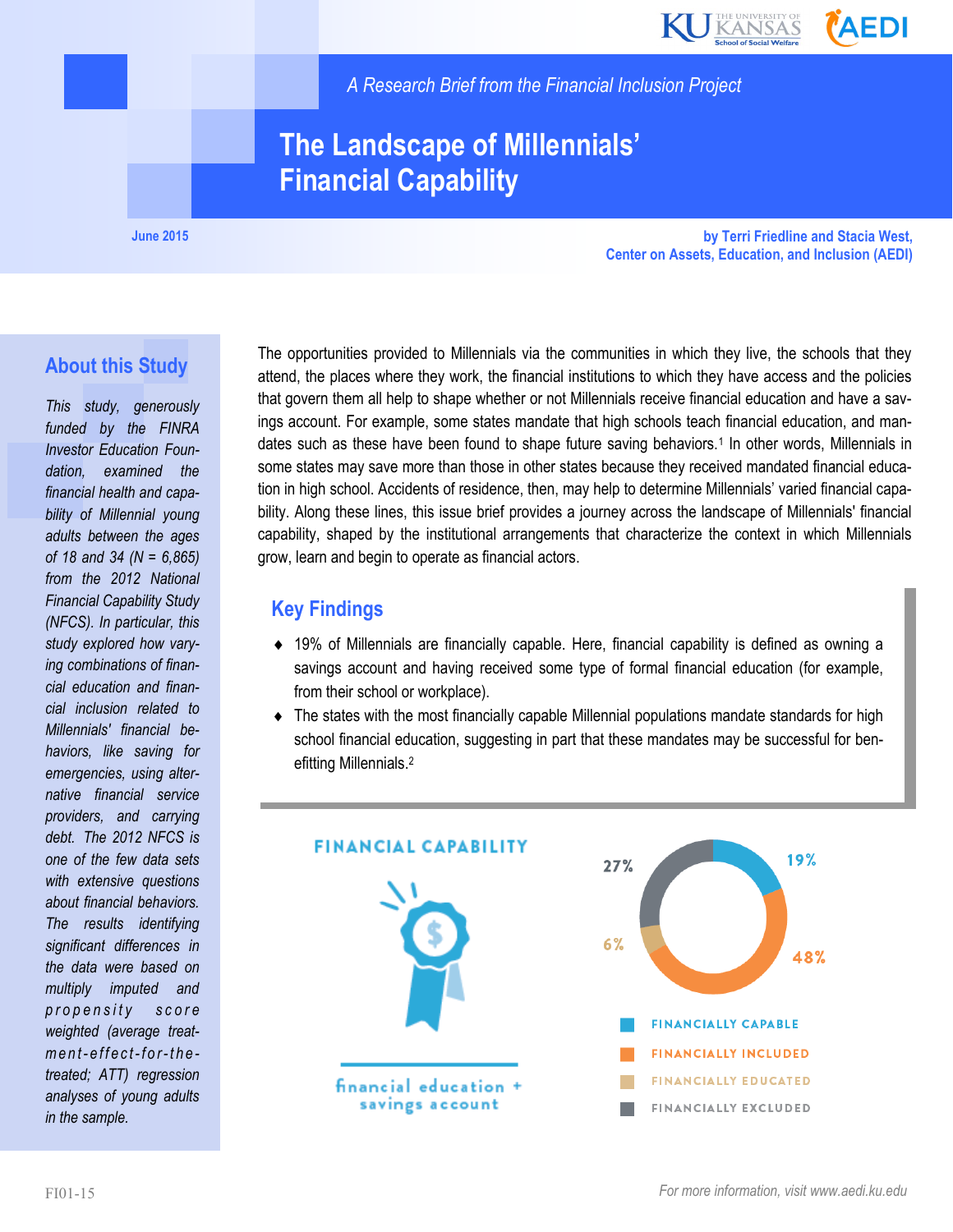*A Research Brief from the Financial Inclusion Project*

# The Landscape of Millennials' Financial Capability

June 2015

by Terri Friedline and Stacia West,
Center on Assets, Education, and Inclusion (AEDI)

## About this Study

*This study, generously funded by the FINRA Investor Education Foundation, examined the financial health and capability of Millennial young adults between the ages of 18 and 34 (N = 6,865) from the 2012 National Financial Capability Study (NFCS). In particular, this study explored how varying combinations of financial education and financial inclusion related to Millennials' financial behaviors, like saving for emergencies, using alternative financial service providers, and carrying debt. The 2012 NFCS is one of the few data sets with extensive questions about financial behaviors. The results identifying significant differences in the data were based on multiply imputed and propensity score weighted (average treatment-effect-for-the-treated; ATT) regression analyses of young adults in the sample.*

The opportunities provided to Millennials via the communities in which they live, the schools that they attend, the places where they work, the financial institutions to which they have access and the policies that govern them all help to shape whether or not Millennials receive financial education and have a savings account. For example, some states mandate that high schools teach financial education, and mandates such as these have been found to shape future saving behaviors.[1] In other words, Millennials in some states may save more than those in other states because they received mandated financial education in high school. Accidents of residence, then, may help to determine Millennials' varied financial capability. Along these lines, this issue brief provides a journey across the landscape of Millennials' financial capability, shaped by the institutional arrangements that characterize the context in which Millennials grow, learn and begin to operate as financial actors.

## Key Findings

- 19% of Millennials are financially capable. Here, financial capability is defined as owning a savings account and having received some type of formal financial education (for example, from their school or workplace).
- The states with the most financially capable Millennial populations mandate standards for high school financial education, suggesting in part that these mandates may be successful for benefitting Millennials.[2]

**FINANCIAL CAPABILITY**

financial education + savings account

- Financially Capable: 19%
- Financially Included: 48%
- Financially Educated: 6%
- Financially Excluded: 27%

FI01-15

*For more information, visit www.aedi.ku.edu*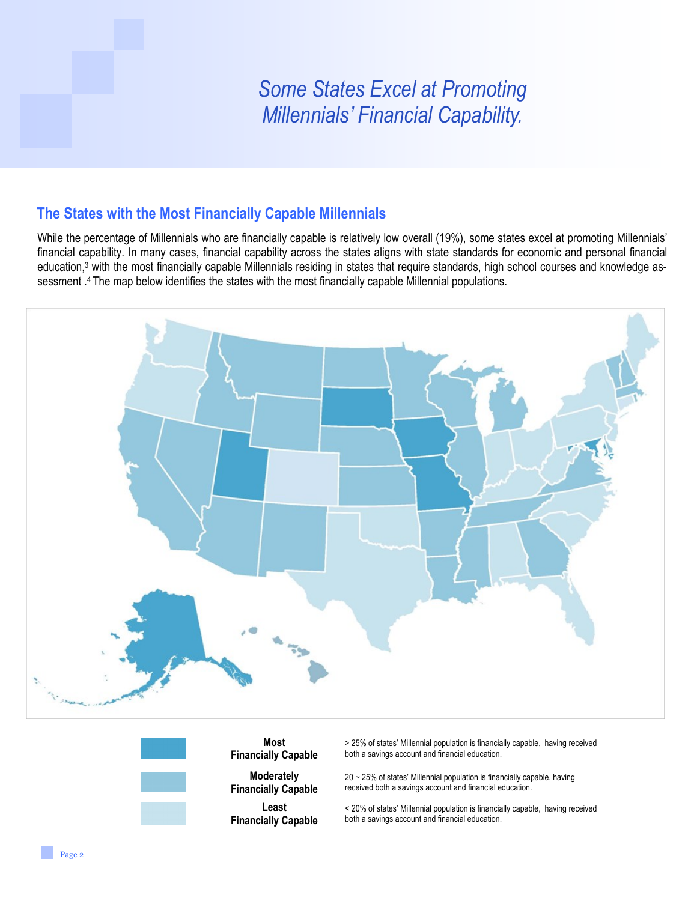# Some States Excel at Promoting Millennials' Financial Capability.

## The States with the Most Financially Capable Millennials

While the percentage of Millennials who are financially capable is relatively low overall (19%), some states excel at promoting Millennials' financial capability. In many cases, financial capability across the states aligns with state standards for economic and personal financial education,[3] with the most financially capable Millennials residing in states that require standards, high school courses and knowledge assessment .[4] The map below identifies the states with the most financially capable Millennial populations.

| | | |
|---|---|---|
| | **Most Financially Capable** | > 25% of states' Millennial population is financially capable, having received both a savings account and financial education. |
| | **Moderately Financially Capable** | 20 ~ 25% of states' Millennial population is financially capable, having received both a savings account and financial education. |
| | **Least Financially Capable** | < 20% of states' Millennial population is financially capable, having received both a savings account and financial education. |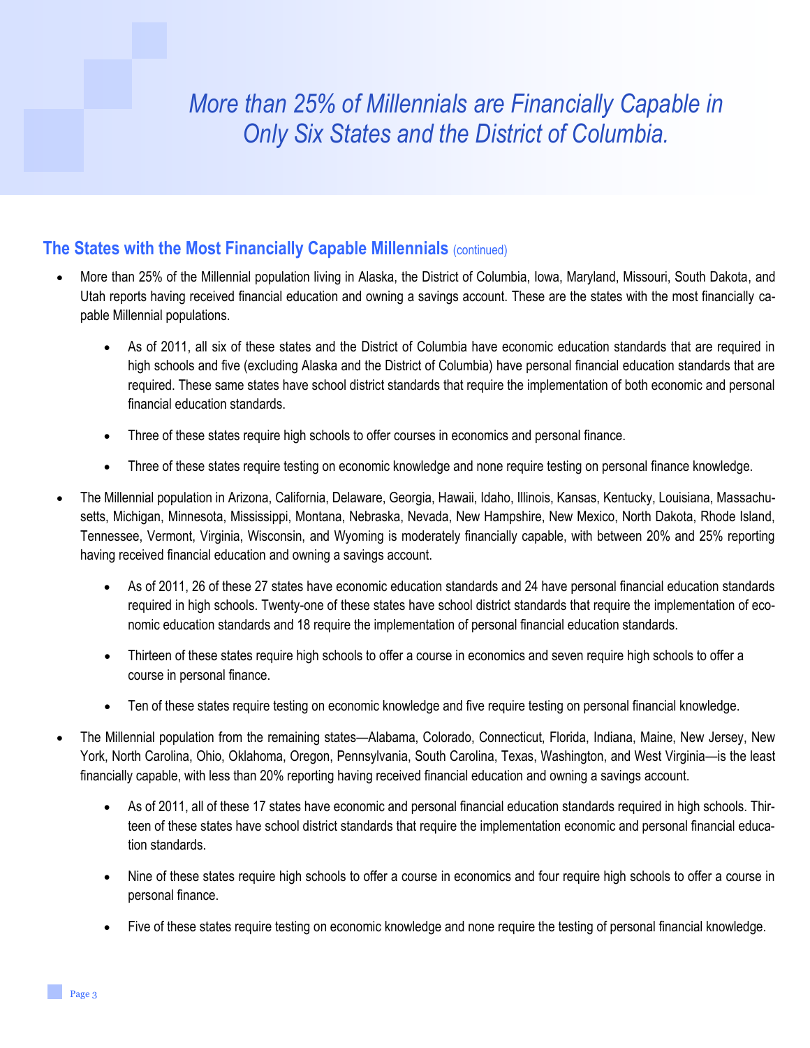# *More than 25% of Millennials are Financially Capable in Only Six States and the District of Columbia.*

## The States with the Most Financially Capable Millennials (continued)

- More than 25% of the Millennial population living in Alaska, the District of Columbia, Iowa, Maryland, Missouri, South Dakota, and Utah reports having received financial education and owning a savings account. These are the states with the most financially capable Millennial populations.
    - As of 2011, all six of these states and the District of Columbia have economic education standards that are required in high schools and five (excluding Alaska and the District of Columbia) have personal financial education standards that are required. These same states have school district standards that require the implementation of both economic and personal financial education standards.
    - Three of these states require high schools to offer courses in economics and personal finance.
    - Three of these states require testing on economic knowledge and none require testing on personal finance knowledge.
- The Millennial population in Arizona, California, Delaware, Georgia, Hawaii, Idaho, Illinois, Kansas, Kentucky, Louisiana, Massachusetts, Michigan, Minnesota, Mississippi, Montana, Nebraska, Nevada, New Hampshire, New Mexico, North Dakota, Rhode Island, Tennessee, Vermont, Virginia, Wisconsin, and Wyoming is moderately financially capable, with between 20% and 25% reporting having received financial education and owning a savings account.
    - As of 2011, 26 of these 27 states have economic education standards and 24 have personal financial education standards required in high schools. Twenty-one of these states have school district standards that require the implementation of economic education standards and 18 require the implementation of personal financial education standards.
    - Thirteen of these states require high schools to offer a course in economics and seven require high schools to offer a course in personal finance.
    - Ten of these states require testing on economic knowledge and five require testing on personal financial knowledge.
- The Millennial population from the remaining states—Alabama, Colorado, Connecticut, Florida, Indiana, Maine, New Jersey, New York, North Carolina, Ohio, Oklahoma, Oregon, Pennsylvania, South Carolina, Texas, Washington, and West Virginia—is the least financially capable, with less than 20% reporting having received financial education and owning a savings account.
    - As of 2011, all of these 17 states have economic and personal financial education standards required in high schools. Thirteen of these states have school district standards that require the implementation economic and personal financial education standards.
    - Nine of these states require high schools to offer a course in economics and four require high schools to offer a course in personal finance.
    - Five of these states require testing on economic knowledge and none require the testing of personal financial knowledge.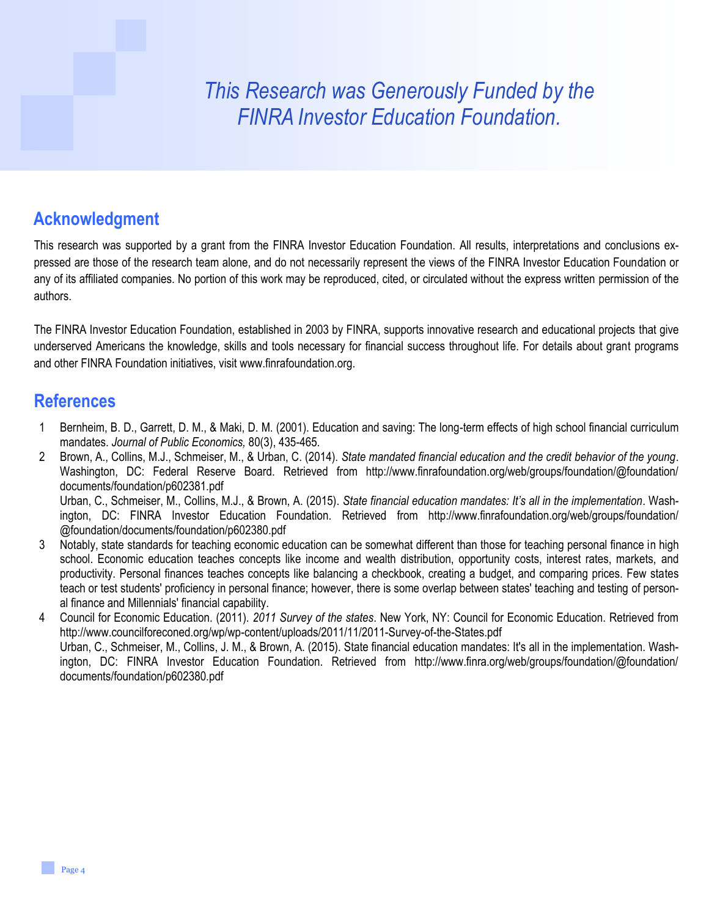*This Research was Generously Funded by the FINRA Investor Education Foundation.*

## Acknowledgment

This research was supported by a grant from the FINRA Investor Education Foundation. All results, interpretations and conclusions expressed are those of the research team alone, and do not necessarily represent the views of the FINRA Investor Education Foundation or any of its affiliated companies. No portion of this work may be reproduced, cited, or circulated without the express written permission of the authors.

The FINRA Investor Education Foundation, established in 2003 by FINRA, supports innovative research and educational projects that give underserved Americans the knowledge, skills and tools necessary for financial success throughout life. For details about grant programs and other FINRA Foundation initiatives, visit www.finrafoundation.org.

## References

1. Bernheim, B. D., Garrett, D. M., & Maki, D. M. (2001). Education and saving: The long-term effects of high school financial curriculum mandates. *Journal of Public Economics,* 80(3), 435-465.
2. Brown, A., Collins, M.J., Schmeiser, M., & Urban, C. (2014). *State mandated financial education and the credit behavior of the young*. Washington, DC: Federal Reserve Board. Retrieved from http://www.finrafoundation.org/web/groups/foundation/@foundation/documents/foundation/p602381.pdf

   Urban, C., Schmeiser, M., Collins, M.J., & Brown, A. (2015). *State financial education mandates: It's all in the implementation*. Washington, DC: FINRA Investor Education Foundation. Retrieved from http://www.finrafoundation.org/web/groups/foundation/@foundation/documents/foundation/p602380.pdf
3. Notably, state standards for teaching economic education can be somewhat different than those for teaching personal finance in high school. Economic education teaches concepts like income and wealth distribution, opportunity costs, interest rates, markets, and productivity. Personal finances teaches concepts like balancing a checkbook, creating a budget, and comparing prices. Few states teach or test students' proficiency in personal finance; however, there is some overlap between states' teaching and testing of personal finance and Millennials' financial capability.
4. Council for Economic Education. (2011). *2011 Survey of the states*. New York, NY: Council for Economic Education. Retrieved from http://www.councilforeconed.org/wp/wp-content/uploads/2011/11/2011-Survey-of-the-States.pdf

   Urban, C., Schmeiser, M., Collins, J. M., & Brown, A. (2015). State financial education mandates: It's all in the implementation. Washington, DC: FINRA Investor Education Foundation. Retrieved from http://www.finra.org/web/groups/foundation/@foundation/documents/foundation/p602380.pdf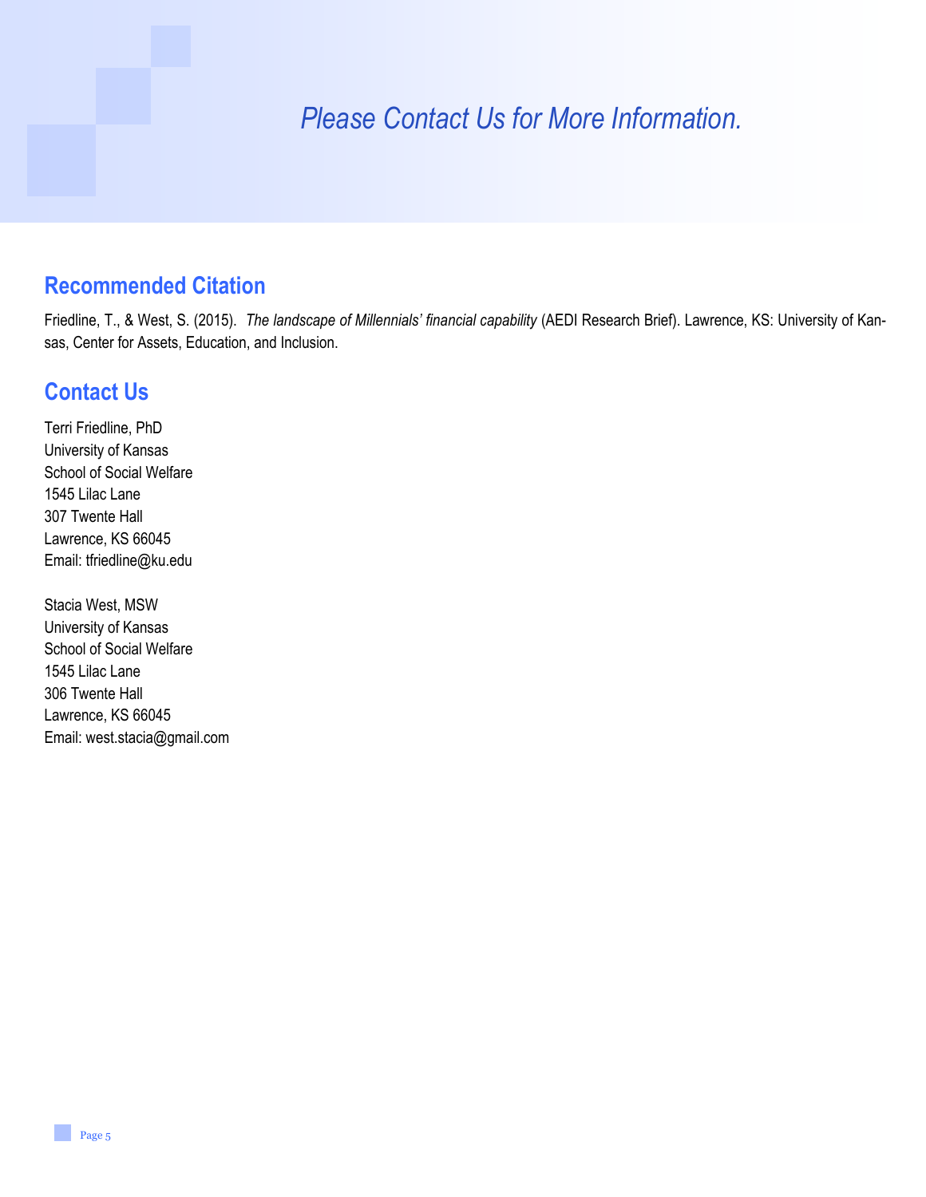*Please Contact Us for More Information.*

## Recommended Citation

Friedline, T., & West, S. (2015). *The landscape of Millennials' financial capability* (AEDI Research Brief). Lawrence, KS: University of Kansas, Center for Assets, Education, and Inclusion.

## Contact Us

Terri Friedline, PhD
University of Kansas
School of Social Welfare
1545 Lilac Lane
307 Twente Hall
Lawrence, KS 66045
Email: tfriedline@ku.edu

Stacia West, MSW
University of Kansas
School of Social Welfare
1545 Lilac Lane
306 Twente Hall
Lawrence, KS 66045
Email: west.stacia@gmail.com